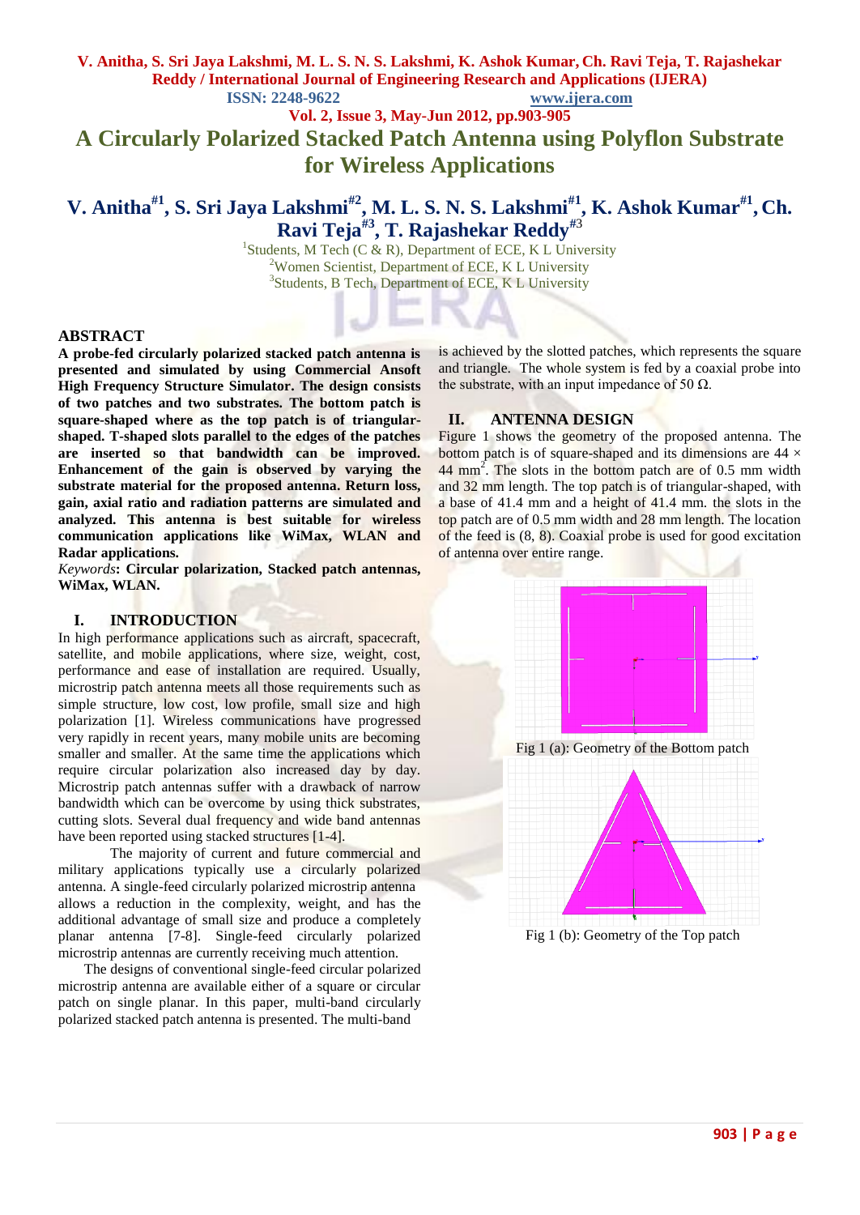# A Circularly Polarized Stacked Patch Antenna using Polyflon Substrate for Wireless Applications

**V. Anitha[#1], S. Sri Jaya Lakshmi[#2], M. L. S. N. S. Lakshmi[#1], K. Ashok Kumar[#1], Ch. Ravi Teja[#3], T. Rajashekar Reddy[#3]**

[1]Students, M Tech (C & R), Department of ECE, K L University
[2]Women Scientist, Department of ECE, K L University
[3]Students, B Tech, Department of ECE, K L University

## ABSTRACT

**A probe-fed circularly polarized stacked patch antenna is presented and simulated by using Commercial Ansoft High Frequency Structure Simulator. The design consists of two patches and two substrates. The bottom patch is square-shaped where as the top patch is of triangular-shaped. T-shaped slots parallel to the edges of the patches are inserted so that bandwidth can be improved. Enhancement of the gain is observed by varying the substrate material for the proposed antenna. Return loss, gain, axial ratio and radiation patterns are simulated and analyzed. This antenna is best suitable for wireless communication applications like WiMax, WLAN and Radar applications.**

*Keywords*: **Circular polarization, Stacked patch antennas, WiMax, WLAN.**

## I. INTRODUCTION

In high performance applications such as aircraft, spacecraft, satellite, and mobile applications, where size, weight, cost, performance and ease of installation are required. Usually, microstrip patch antenna meets all those requirements such as simple structure, low cost, low profile, small size and high polarization [1]. Wireless communications have progressed very rapidly in recent years, many mobile units are becoming smaller and smaller. At the same time the applications which require circular polarization also increased day by day. Microstrip patch antennas suffer with a drawback of narrow bandwidth which can be overcome by using thick substrates, cutting slots. Several dual frequency and wide band antennas have been reported using stacked structures [1-4].

The majority of current and future commercial and military applications typically use a circularly polarized antenna. A single-feed circularly polarized microstrip antenna allows a reduction in the complexity, weight, and has the additional advantage of small size and produce a completely planar antenna [7-8]. Single-feed circularly polarized microstrip antennas are currently receiving much attention.

The designs of conventional single-feed circular polarized microstrip antenna are available either of a square or circular patch on single planar. In this paper, multi-band circularly polarized stacked patch antenna is presented. The multi-band is achieved by the slotted patches, which represents the square and triangle. The whole system is fed by a coaxial probe into the substrate, with an input impedance of 50 Ω.

## II. ANTENNA DESIGN

Figure 1 shows the geometry of the proposed antenna. The bottom patch is of square-shaped and its dimensions are 44 × 44 $mm^2$. The slots in the bottom patch are of 0.5 mm width and 32 mm length. The top patch is of triangular-shaped, with a base of 41.4 mm and a height of 41.4 mm. the slots in the top patch are of 0.5 mm width and 28 mm length. The location of the feed is (8, 8). Coaxial probe is used for good excitation of antenna over entire range.

Fig 1 (a): Geometry of the Bottom patch

Fig 1 (b): Geometry of the Top patch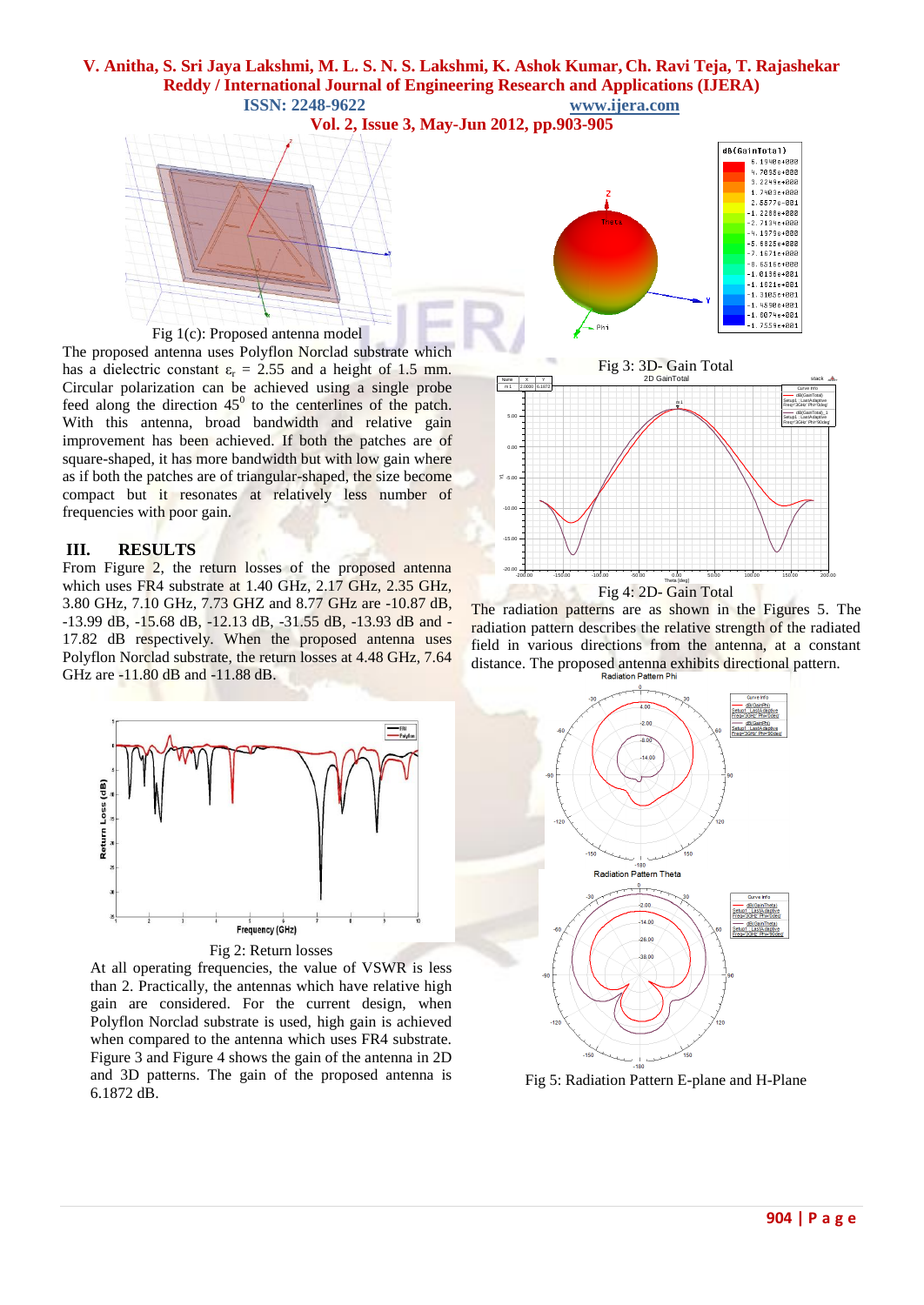Fig 1(c): Proposed antenna model

The proposed antenna uses Polyflon Norclad substrate which has a dielectric constant $\varepsilon_r$ = 2.55 and a height of 1.5 mm. Circular polarization can be achieved using a single probe feed along the direction $45^0$ to the centerlines of the patch. With this antenna, broad bandwidth and relative gain improvement has been achieved. If both the patches are of square-shaped, it has more bandwidth but with low gain where as if both the patches are of triangular-shaped, the size become compact but it resonates at relatively less number of frequencies with poor gain.

## III. RESULTS

From Figure 2, the return losses of the proposed antenna which uses FR4 substrate at 1.40 GHz, 2.17 GHz, 2.35 GHz, 3.80 GHz, 7.10 GHz, 7.73 GHZ and 8.77 GHz are -10.87 dB, -13.99 dB, -15.68 dB, -12.13 dB, -31.55 dB, -13.93 dB and -17.82 dB respectively. When the proposed antenna uses Polyflon Norclad substrate, the return losses at 4.48 GHz, 7.64 GHz are -11.80 dB and -11.88 dB.

Fig 2: Return losses

At all operating frequencies, the value of VSWR is less than 2. Practically, the antennas which have relative high gain are considered. For the current design, when Polyflon Norclad substrate is used, high gain is achieved when compared to the antenna which uses FR4 substrate. Figure 3 and Figure 4 shows the gain of the antenna in 2D and 3D patterns. The gain of the proposed antenna is 6.1872 dB.

Fig 3: 3D- Gain Total

Fig 4: 2D- Gain Total

The radiation patterns are as shown in the Figures 5. The radiation pattern describes the relative strength of the radiated field in various directions from the antenna, at a constant distance. The proposed antenna exhibits directional pattern.

Fig 5: Radiation Pattern E-plane and H-Plane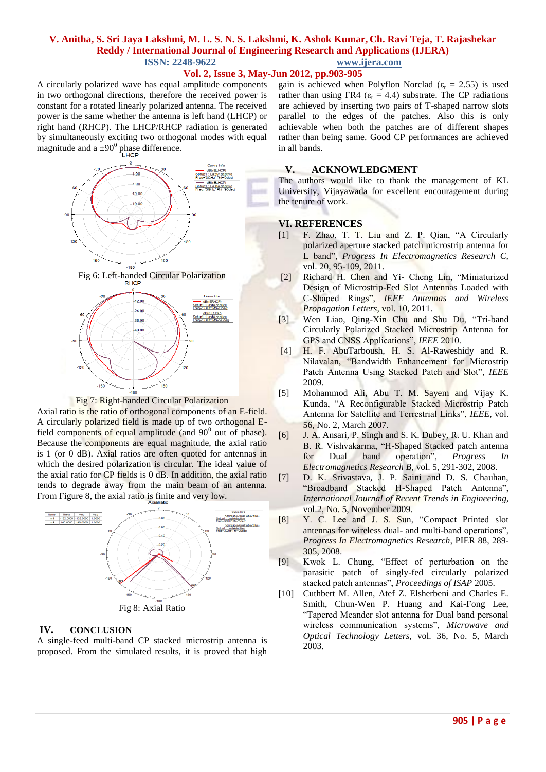A circularly polarized wave has equal amplitude components in two orthogonal directions, therefore the received power is constant for a rotated linearly polarized antenna. The received power is the same whether the antenna is left hand (LHCP) or right hand (RHCP). The LHCP/RHCP radiation is generated by simultaneously exciting two orthogonal modes with equal magnitude and a $\pm 90^0$ phase difference.

Fig 6: Left-handed Circular Polarization

Fig 7: Right-handed Circular Polarization

Axial ratio is the ratio of orthogonal components of an E-field. A circularly polarized field is made up of two orthogonal E-field components of equal amplitude (and $90^0$ out of phase). Because the components are equal magnitude, the axial ratio is 1 (or 0 dB). Axial ratios are often quoted for antennas in which the desired polarization is circular. The ideal value of the axial ratio for CP fields is 0 dB. In addition, the axial ratio tends to degrade away from the main beam of an antenna. From Figure 8, the axial ratio is finite and very low.

Fig 8: Axial Ratio

## IV. CONCLUSION

A single-feed multi-band CP stacked microstrip antenna is proposed. From the simulated results, it is proved that high gain is achieved when Polyflon Norclad ($\varepsilon_r = 2.55$) is used rather than using FR4 ($\varepsilon_r = 4.4$) substrate. The CP radiations are achieved by inserting two pairs of T-shaped narrow slots parallel to the edges of the patches. Also this is only achievable when both the patches are of different shapes rather than being same. Good CP performances are achieved in all bands.

## V. ACKNOWLEDGMENT

The authors would like to thank the management of KL University, Vijayawada for excellent encouragement during the tenure of work.

## VI. REFERENCES

[1] F. Zhao, T. T. Liu and Z. P. Qian, "A Circularly polarized aperture stacked patch microstrip antenna for L band", *Progress In Electromagnetics Research C,* vol. 20, 95-109, 2011.

[2] Richard H. Chen and Yi- Cheng Lin, "Miniaturized Design of Microstrip-Fed Slot Antennas Loaded with C-Shaped Rings", *IEEE Antennas and Wireless Propagation Letters,* vol. 10, 2011.

[3] Wen Liao, Qing-Xin Chu and Shu Du, "Tri-band Circularly Polarized Stacked Microstrip Antenna for GPS and CNSS Applications", *IEEE* 2010.

[4] H. F. AbuTarboush, H. S. Al-Raweshidy and R. Nilavalan, "Bandwidth Enhancement for Microstrip Patch Antenna Using Stacked Patch and Slot", *IEEE* 2009.

[5] Mohammod Ali, Abu T. M. Sayem and Vijay K. Kunda, "A Reconfigurable Stacked Microstrip Patch Antenna for Satellite and Terrestrial Links", *IEEE*, vol. 56, No. 2, March 2007.

[6] J. A. Ansari, P. Singh and S. K. Dubey, R. U. Khan and B. R. Vishvakarma, "H-Shaped Stacked patch antenna for Dual band operation", *Progress In Electromagnetics Research B,* vol. 5, 291-302, 2008.

[7] D. K. Srivastava, J. P. Saini and D. S. Chauhan, "Broadband Stacked H-Shaped Patch Antenna", *International Journal of Recent Trends in Engineering,* vol.2, No. 5, November 2009.

[8] Y. C. Lee and J. S. Sun, "Compact Printed slot antennas for wireless dual- and multi-band operations", *Progress In Electromagnetics Research,* PIER 88, 289-305, 2008.

[9] Kwok L. Chung, "Effect of perturbation on the parasitic patch of singly-fed circularly polarized stacked patch antennas", *Proceedings of ISAP* 2005.

[10] Cuthbert M. Allen, Atef Z. Elsherbeni and Charles E. Smith, Chun-Wen P. Huang and Kai-Fong Lee, "Tapered Meander slot antenna for Dual band personal wireless communication systems", *Microwave and Optical Technology Letters,* vol. 36, No. 5, March 2003.